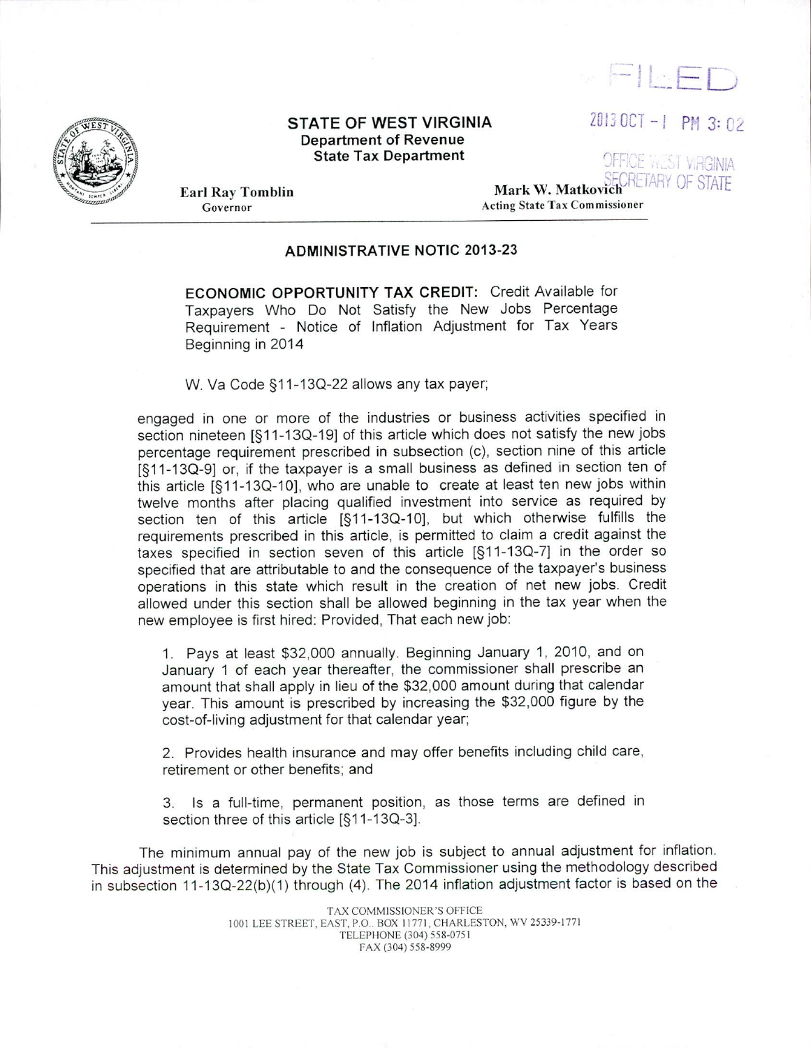FILED

2013 OCT -1 PM 3:02

OFFICE WEST VIRGINIA SECRETARY OF STATE

**STATE OF WEST VIRGINIA**
**Department of Revenue**
**State Tax Department**

**Earl Ray Tomblin**
Governor

**Mark W. Matkovich**
Acting State Tax Commissioner

## ADMINISTRATIVE NOTIC 2013-23

**ECONOMIC OPPORTUNITY TAX CREDIT:** Credit Available for Taxpayers Who Do Not Satisfy the New Jobs Percentage Requirement - Notice of Inflation Adjustment for Tax Years Beginning in 2014

W. Va Code §11-13Q-22 allows any tax payer;

engaged in one or more of the industries or business activities specified in section nineteen [§11-13Q-19] of this article which does not satisfy the new jobs percentage requirement prescribed in subsection (c), section nine of this article [§11-13Q-9] or, if the taxpayer is a small business as defined in section ten of this article [§11-13Q-10], who are unable to create at least ten new jobs within twelve months after placing qualified investment into service as required by section ten of this article [§11-13Q-10], but which otherwise fulfills the requirements prescribed in this article, is permitted to claim a credit against the taxes specified in section seven of this article [§11-13Q-7] in the order so specified that are attributable to and the consequence of the taxpayer's business operations in this state which result in the creation of net new jobs. Credit allowed under this section shall be allowed beginning in the tax year when the new employee is first hired: Provided, That each new job:

1. Pays at least $32,000 annually. Beginning January 1, 2010, and on January 1 of each year thereafter, the commissioner shall prescribe an amount that shall apply in lieu of the $32,000 amount during that calendar year. This amount is prescribed by increasing the $32,000 figure by the cost-of-living adjustment for that calendar year;

2. Provides health insurance and may offer benefits including child care, retirement or other benefits; and

3. Is a full-time, permanent position, as those terms are defined in section three of this article [§11-13Q-3].

The minimum annual pay of the new job is subject to annual adjustment for inflation. This adjustment is determined by the State Tax Commissioner using the methodology described in subsection 11-13Q-22(b)(1) through (4). The 2014 inflation adjustment factor is based on the

TAX COMMISSIONER'S OFFICE
1001 LEE STREET, EAST, P.O. BOX 11771, CHARLESTON, WV 25339-1771
TELEPHONE (304) 558-0751
FAX (304) 558-8999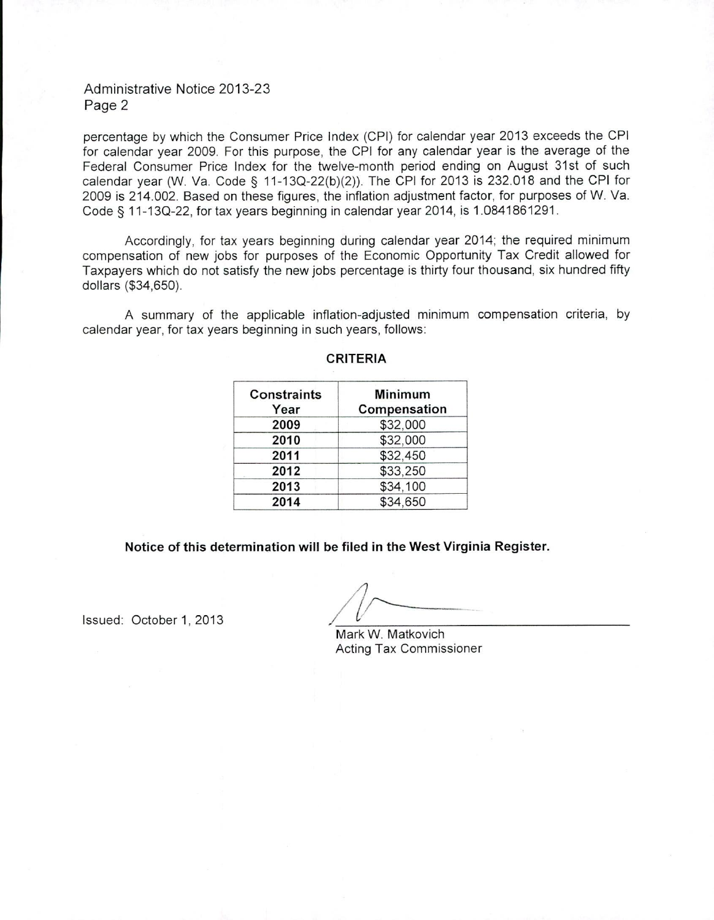percentage by which the Consumer Price Index (CPI) for calendar year 2013 exceeds the CPI for calendar year 2009. For this purpose, the CPI for any calendar year is the average of the Federal Consumer Price Index for the twelve-month period ending on August 31st of such calendar year (W. Va. Code § 11-13Q-22(b)(2)). The CPI for 2013 is 232.018 and the CPI for 2009 is 214.002. Based on these figures, the inflation adjustment factor, for purposes of W. Va. Code § 11-13Q-22, for tax years beginning in calendar year 2014, is 1.0841861291.

Accordingly, for tax years beginning during calendar year 2014; the required minimum compensation of new jobs for purposes of the Economic Opportunity Tax Credit allowed for Taxpayers which do not satisfy the new jobs percentage is thirty four thousand, six hundred fifty dollars ($34,650).

A summary of the applicable inflation-adjusted minimum compensation criteria, by calendar year, for tax years beginning in such years, follows:

**CRITERIA**

| Constraints Year | Minimum Compensation |
|---|---|
| 2009 | $32,000 |
| 2010 | $32,000 |
| 2011 | $32,450 |
| 2012 | $33,250 |
| 2013 | $34,100 |
| 2014 | $34,650 |

**Notice of this determination will be filed in the West Virginia Register.**

Issued: October 1, 2013

Mark W. Matkovich
Acting Tax Commissioner